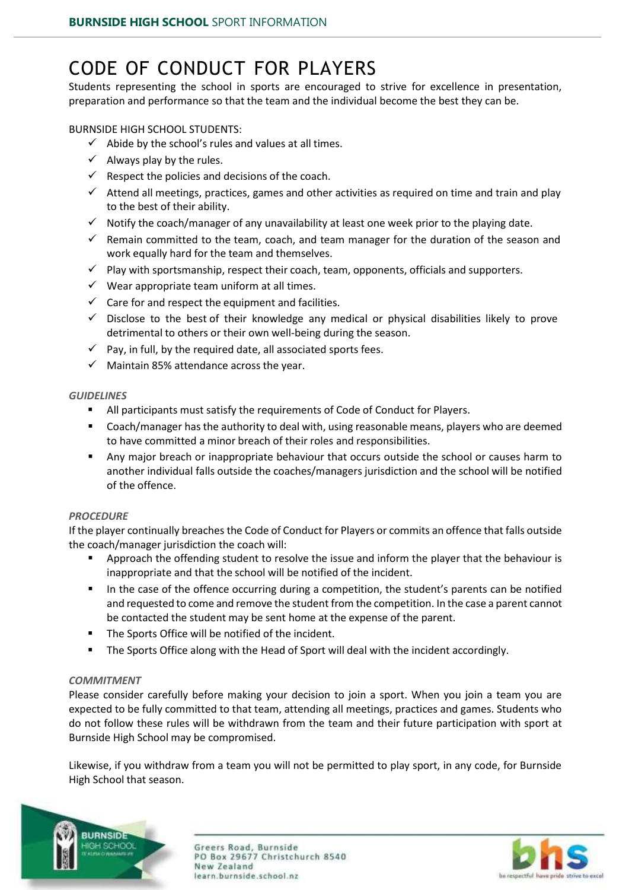# CODE OF CONDUCT FOR PLAYERS

Students representing the school in sports are encouraged to strive for excellence in presentation, preparation and performance so that the team and the individual become the best they can be.

BURNSIDE HIGH SCHOOL STUDENTS:

- ✓ Abide by the school's rules and values at all times.
- ✓ Always play by the rules.
- ✓ Respect the policies and decisions of the coach.
- ✓ Attend all meetings, practices, games and other activities as required on time and train and play to the best of their ability.
- ✓ Notify the coach/manager of any unavailability at least one week prior to the playing date.
- ✓ Remain committed to the team, coach, and team manager for the duration of the season and work equally hard for the team and themselves.
- ✓ Play with sportsmanship, respect their coach, team, opponents, officials and supporters.
- ✓ Wear appropriate team uniform at all times.
- ✓ Care for and respect the equipment and facilities.
- ✓ Disclose to the best of their knowledge any medical or physical disabilities likely to prove detrimental to others or their own well-being during the season.
- ✓ Pay, in full, by the required date, all associated sports fees.
- ✓ Maintain 85% attendance across the year.

### *GUIDELINES*

- All participants must satisfy the requirements of Code of Conduct for Players.
- Coach/manager has the authority to deal with, using reasonable means, players who are deemed to have committed a minor breach of their roles and responsibilities.
- Any major breach or inappropriate behaviour that occurs outside the school or causes harm to another individual falls outside the coaches/managers jurisdiction and the school will be notified of the offence.

### *PROCEDURE*

If the player continually breaches the Code of Conduct for Players or commits an offence that falls outside the coach/manager jurisdiction the coach will:

- Approach the offending student to resolve the issue and inform the player that the behaviour is inappropriate and that the school will be notified of the incident.
- In the case of the offence occurring during a competition, the student's parents can be notified and requested to come and remove the student from the competition. In the case a parent cannot be contacted the student may be sent home at the expense of the parent.
- The Sports Office will be notified of the incident.
- The Sports Office along with the Head of Sport will deal with the incident accordingly.

### *COMMITMENT*

Please consider carefully before making your decision to join a sport. When you join a team you are expected to be fully committed to that team, attending all meetings, practices and games. Students who do not follow these rules will be withdrawn from the team and their future participation with sport at Burnside High School may be compromised.

Likewise, if you withdraw from a team you will not be permitted to play sport, in any code, for Burnside High School that season.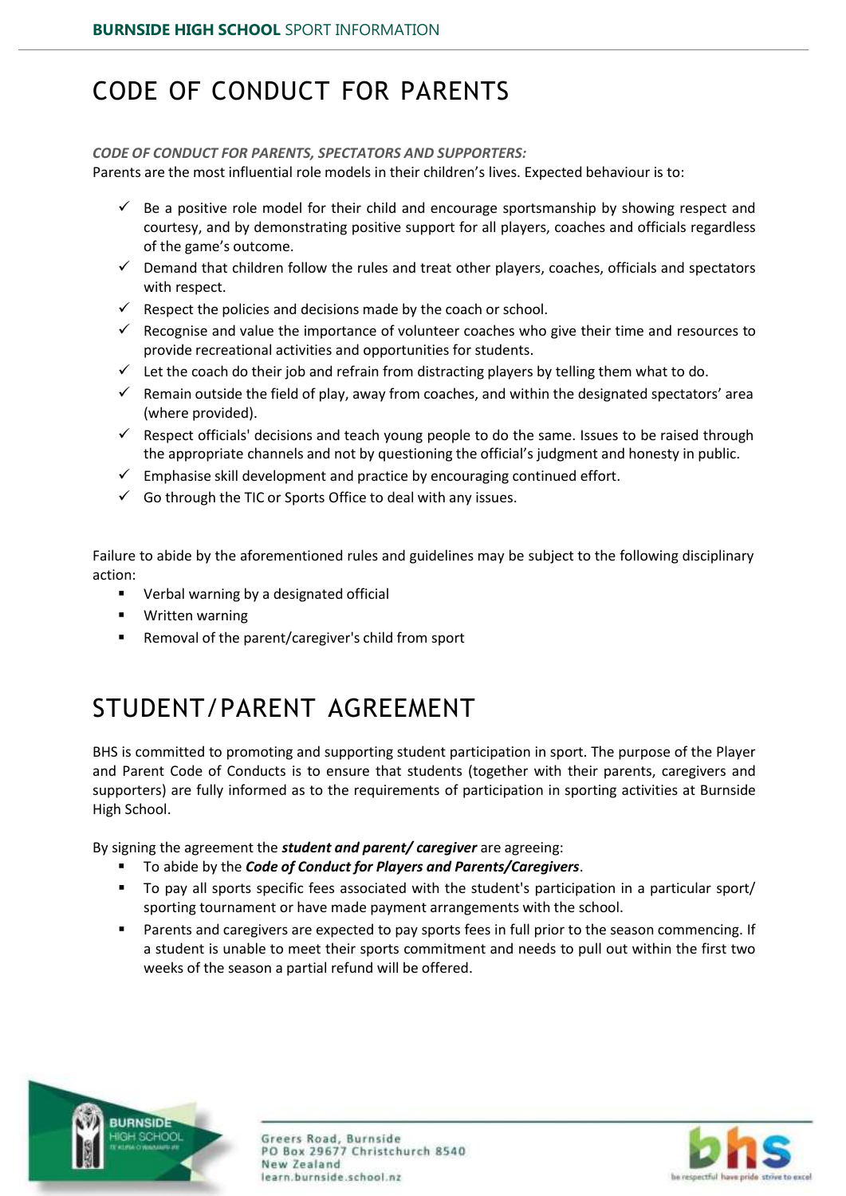# CODE OF CONDUCT FOR PARENTS

***CODE OF CONDUCT FOR PARENTS, SPECTATORS AND SUPPORTERS:***

Parents are the most influential role models in their children's lives. Expected behaviour is to:

- ✓ Be a positive role model for their child and encourage sportsmanship by showing respect and courtesy, and by demonstrating positive support for all players, coaches and officials regardless of the game's outcome.
- ✓ Demand that children follow the rules and treat other players, coaches, officials and spectators with respect.
- ✓ Respect the policies and decisions made by the coach or school.
- ✓ Recognise and value the importance of volunteer coaches who give their time and resources to provide recreational activities and opportunities for students.
- ✓ Let the coach do their job and refrain from distracting players by telling them what to do.
- ✓ Remain outside the field of play, away from coaches, and within the designated spectators' area (where provided).
- ✓ Respect officials' decisions and teach young people to do the same. Issues to be raised through the appropriate channels and not by questioning the official's judgment and honesty in public.
- ✓ Emphasise skill development and practice by encouraging continued effort.
- ✓ Go through the TIC or Sports Office to deal with any issues.

Failure to abide by the aforementioned rules and guidelines may be subject to the following disciplinary action:

- Verbal warning by a designated official
- Written warning
- Removal of the parent/caregiver's child from sport

# STUDENT/PARENT AGREEMENT

BHS is committed to promoting and supporting student participation in sport. The purpose of the Player and Parent Code of Conducts is to ensure that students (together with their parents, caregivers and supporters) are fully informed as to the requirements of participation in sporting activities at Burnside High School.

By signing the agreement the ***student and parent/ caregiver*** are agreeing:

- To abide by the ***Code of Conduct for Players and Parents/Caregivers***.
- To pay all sports specific fees associated with the student's participation in a particular sport/ sporting tournament or have made payment arrangements with the school.
- Parents and caregivers are expected to pay sports fees in full prior to the season commencing. If a student is unable to meet their sports commitment and needs to pull out within the first two weeks of the season a partial refund will be offered.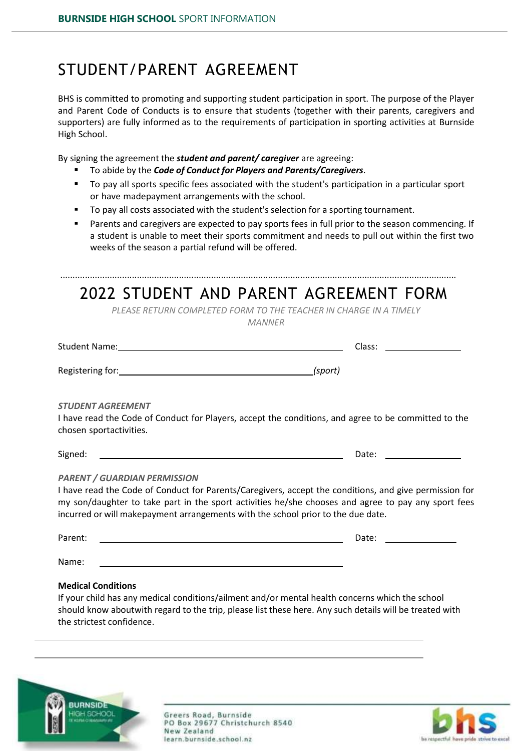# STUDENT/PARENT AGREEMENT

BHS is committed to promoting and supporting student participation in sport. The purpose of the Player and Parent Code of Conducts is to ensure that students (together with their parents, caregivers and supporters) are fully informed as to the requirements of participation in sporting activities at Burnside High School.

By signing the agreement the ***student and parent/ caregiver*** are agreeing:

- To abide by the ***Code of Conduct for Players and Parents/Caregivers***.
- To pay all sports specific fees associated with the student's participation in a particular sport or have madepayment arrangements with the school.
- To pay all costs associated with the student's selection for a sporting tournament.
- Parents and caregivers are expected to pay sports fees in full prior to the season commencing. If a student is unable to meet their sports commitment and needs to pull out within the first two weeks of the season a partial refund will be offered.

.......................................................................................................................................................

# 2022 STUDENT AND PARENT AGREEMENT FORM

*PLEASE RETURN COMPLETED FORM TO THE TEACHER IN CHARGE IN A TIMELY MANNER*

Student Name:\_\_\_\_\_\_\_\_\_\_\_\_\_\_\_\_\_\_\_\_\_\_\_\_\_\_\_\_\_\_\_\_\_\_\_\_\_\_\_\_ Class: \_\_\_\_\_\_\_\_\_\_\_\_\_\_

Registering for:\_\_\_\_\_\_\_\_\_\_\_\_\_\_\_\_\_\_\_\_\_\_\_\_\_\_\_\_\_\_\_\_\_\_\_\_*(sport)*

***STUDENT AGREEMENT***

I have read the Code of Conduct for Players, accept the conditions, and agree to be committed to the chosen sportactivities.

Signed: \_\_\_\_\_\_\_\_\_\_\_\_\_\_\_\_\_\_\_\_\_\_\_\_\_\_\_\_\_\_\_\_\_\_\_\_\_\_\_\_\_\_ Date: \_\_\_\_\_\_\_\_\_\_\_\_\_\_

***PARENT / GUARDIAN PERMISSION***

I have read the Code of Conduct for Parents/Caregivers, accept the conditions, and give permission for my son/daughter to take part in the sport activities he/she chooses and agree to pay any sport fees incurred or will makepayment arrangements with the school prior to the due date.

Parent: \_\_\_\_\_\_\_\_\_\_\_\_\_\_\_\_\_\_\_\_\_\_\_\_\_\_\_\_\_\_\_\_\_\_\_\_\_\_\_\_\_\_ Date: \_\_\_\_\_\_\_\_\_\_\_\_\_\_

Name: \_\_\_\_\_\_\_\_\_\_\_\_\_\_\_\_\_\_\_\_\_\_\_\_\_\_\_\_\_\_\_\_\_\_\_\_\_\_\_\_\_\_

**Medical Conditions**

If your child has any medical conditions/ailment and/or mental health concerns which the school should know aboutwith regard to the trip, please list these here. Any such details will be treated with the strictest confidence.

\_\_\_\_\_\_\_\_\_\_\_\_\_\_\_\_\_\_\_\_\_\_\_\_\_\_\_\_\_\_\_\_\_\_\_\_\_\_\_\_\_\_\_\_\_\_\_\_\_\_\_\_\_\_\_\_\_\_\_\_\_\_\_\_\_\_

\_\_\_\_\_\_\_\_\_\_\_\_\_\_\_\_\_\_\_\_\_\_\_\_\_\_\_\_\_\_\_\_\_\_\_\_\_\_\_\_\_\_\_\_\_\_\_\_\_\_\_\_\_\_\_\_\_\_\_\_\_\_\_\_\_\_

Greers Road, Burnside
PO Box 29677 Christchurch 8540
New Zealand
learn.burnside.school.nz

be respectful have pride strive to excel